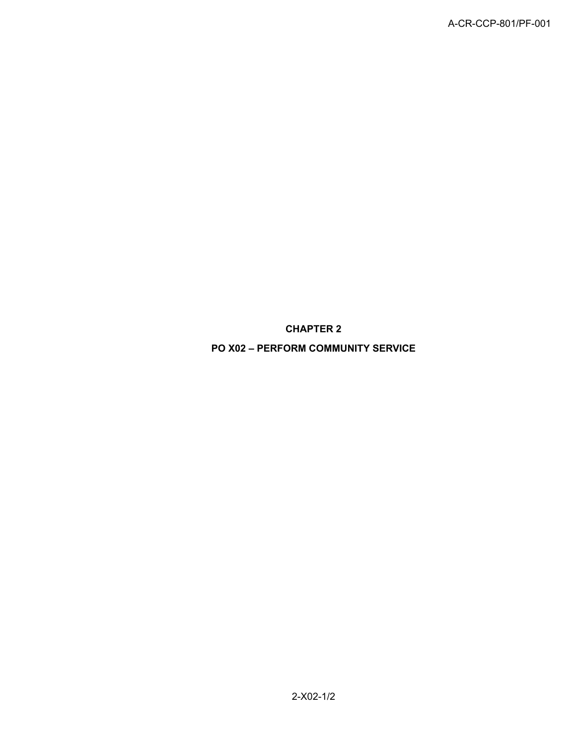# CHAPTER 2

## PO X02 – PERFORM COMMUNITY SERVICE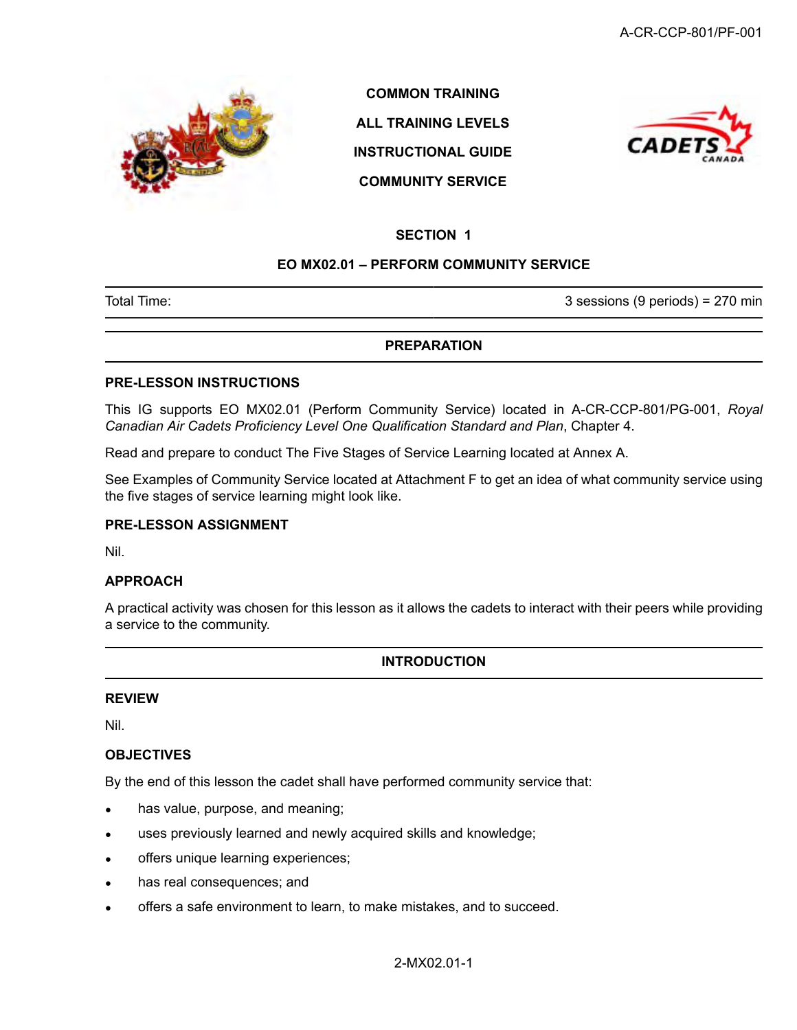COMMON TRAINING

ALL TRAINING LEVELS

INSTRUCTIONAL GUIDE

COMMUNITY SERVICE

## SECTION 1

## EO MX02.01 – PERFORM COMMUNITY SERVICE

| Total Time: | 3 sessions (9 periods) = 270 min |
|---|---|

## PREPARATION

### PRE-LESSON INSTRUCTIONS

This IG supports EO MX02.01 (Perform Community Service) located in A-CR-CCP-801/PG-001, *Royal Canadian Air Cadets Proficiency Level One Qualification Standard and Plan*, Chapter 4.

Read and prepare to conduct The Five Stages of Service Learning located at Annex A.

See Examples of Community Service located at Attachment F to get an idea of what community service using the five stages of service learning might look like.

### PRE-LESSON ASSIGNMENT

Nil.

### APPROACH

A practical activity was chosen for this lesson as it allows the cadets to interact with their peers while providing a service to the community.

## INTRODUCTION

### REVIEW

Nil.

### OBJECTIVES

By the end of this lesson the cadet shall have performed community service that:

- has value, purpose, and meaning;
- uses previously learned and newly acquired skills and knowledge;
- offers unique learning experiences;
- has real consequences; and
- offers a safe environment to learn, to make mistakes, and to succeed.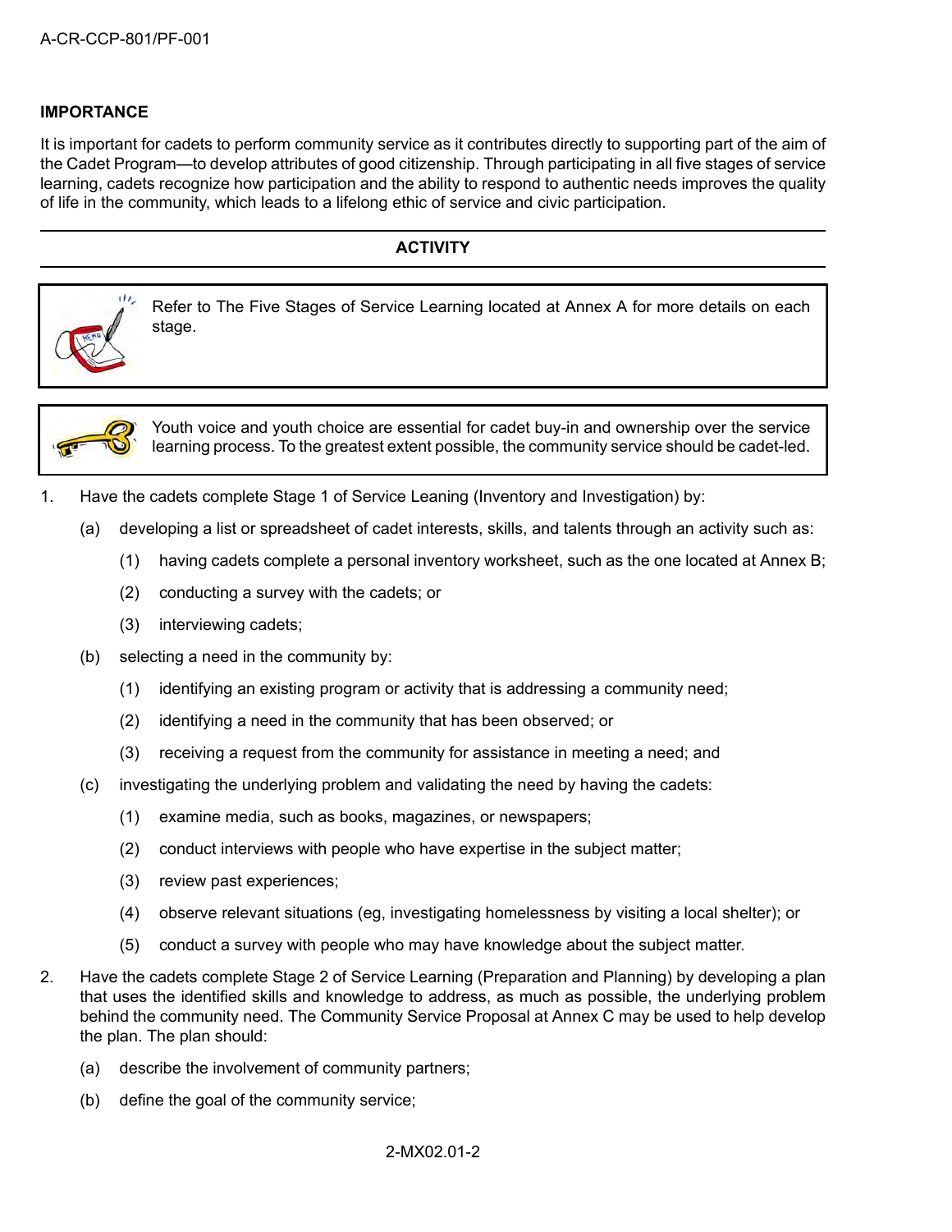## IMPORTANCE

It is important for cadets to perform community service as it contributes directly to supporting part of the aim of the Cadet Program—to develop attributes of good citizenship. Through participating in all five stages of service learning, cadets recognize how participation and the ability to respond to authentic needs improves the quality of life in the community, which leads to a lifelong ethic of service and civic participation.

## ACTIVITY

> Refer to The Five Stages of Service Learning located at Annex A for more details on each stage.

> Youth voice and youth choice are essential for cadet buy-in and ownership over the service learning process. To the greatest extent possible, the community service should be cadet-led.

1. Have the cadets complete Stage 1 of Service Leaning (Inventory and Investigation) by:
   (a) developing a list or spreadsheet of cadet interests, skills, and talents through an activity such as:
      (1) having cadets complete a personal inventory worksheet, such as the one located at Annex B;
      (2) conducting a survey with the cadets; or
      (3) interviewing cadets;
   (b) selecting a need in the community by:
      (1) identifying an existing program or activity that is addressing a community need;
      (2) identifying a need in the community that has been observed; or
      (3) receiving a request from the community for assistance in meeting a need; and
   (c) investigating the underlying problem and validating the need by having the cadets:
      (1) examine media, such as books, magazines, or newspapers;
      (2) conduct interviews with people who have expertise in the subject matter;
      (3) review past experiences;
      (4) observe relevant situations (eg, investigating homelessness by visiting a local shelter); or
      (5) conduct a survey with people who may have knowledge about the subject matter.
2. Have the cadets complete Stage 2 of Service Learning (Preparation and Planning) by developing a plan that uses the identified skills and knowledge to address, as much as possible, the underlying problem behind the community need. The Community Service Proposal at Annex C may be used to help develop the plan. The plan should:
   (a) describe the involvement of community partners;
   (b) define the goal of the community service;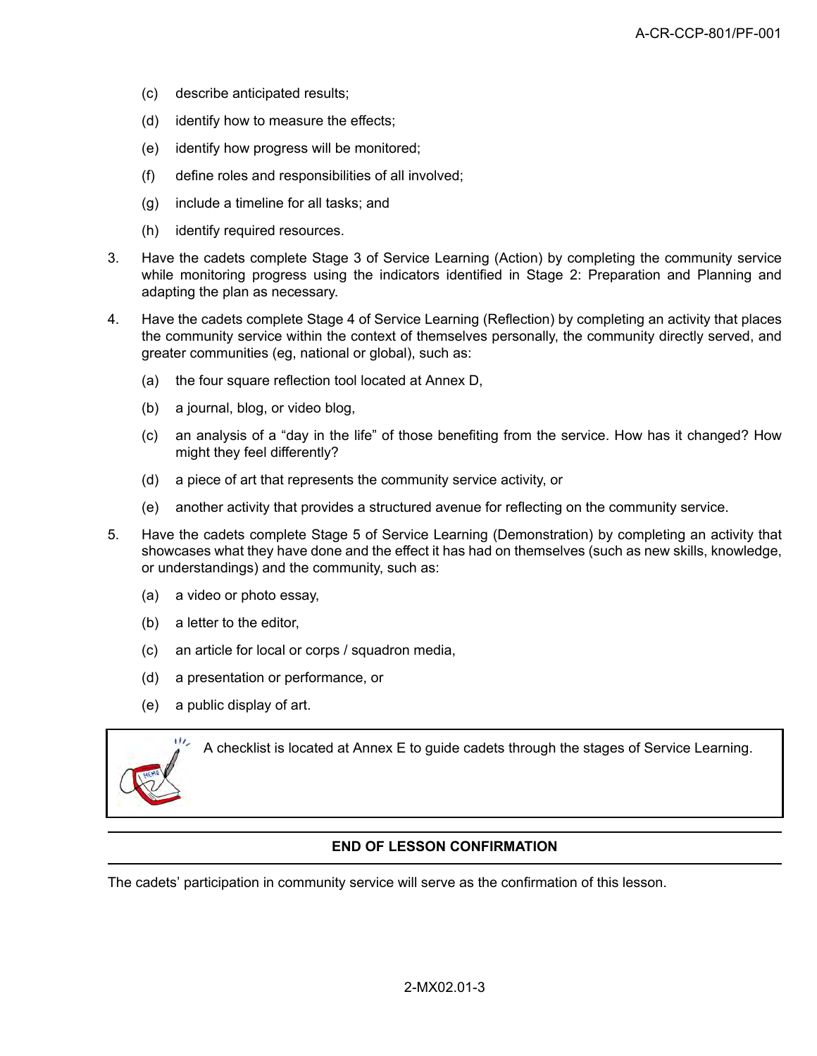(c) describe anticipated results;

(d) identify how to measure the effects;

(e) identify how progress will be monitored;

(f) define roles and responsibilities of all involved;

(g) include a timeline for all tasks; and

(h) identify required resources.

3. Have the cadets complete Stage 3 of Service Learning (Action) by completing the community service while monitoring progress using the indicators identified in Stage 2: Preparation and Planning and adapting the plan as necessary.

4. Have the cadets complete Stage 4 of Service Learning (Reflection) by completing an activity that places the community service within the context of themselves personally, the community directly served, and greater communities (eg, national or global), such as:

   (a) the four square reflection tool located at Annex D,

   (b) a journal, blog, or video blog,

   (c) an analysis of a "day in the life" of those benefiting from the service. How has it changed? How might they feel differently?

   (d) a piece of art that represents the community service activity, or

   (e) another activity that provides a structured avenue for reflecting on the community service.

5. Have the cadets complete Stage 5 of Service Learning (Demonstration) by completing an activity that showcases what they have done and the effect it has had on themselves (such as new skills, knowledge, or understandings) and the community, such as:

   (a) a video or photo essay,

   (b) a letter to the editor,

   (c) an article for local or corps / squadron media,

   (d) a presentation or performance, or

   (e) a public display of art.

> A checklist is located at Annex E to guide cadets through the stages of Service Learning.

## END OF LESSON CONFIRMATION

The cadets' participation in community service will serve as the confirmation of this lesson.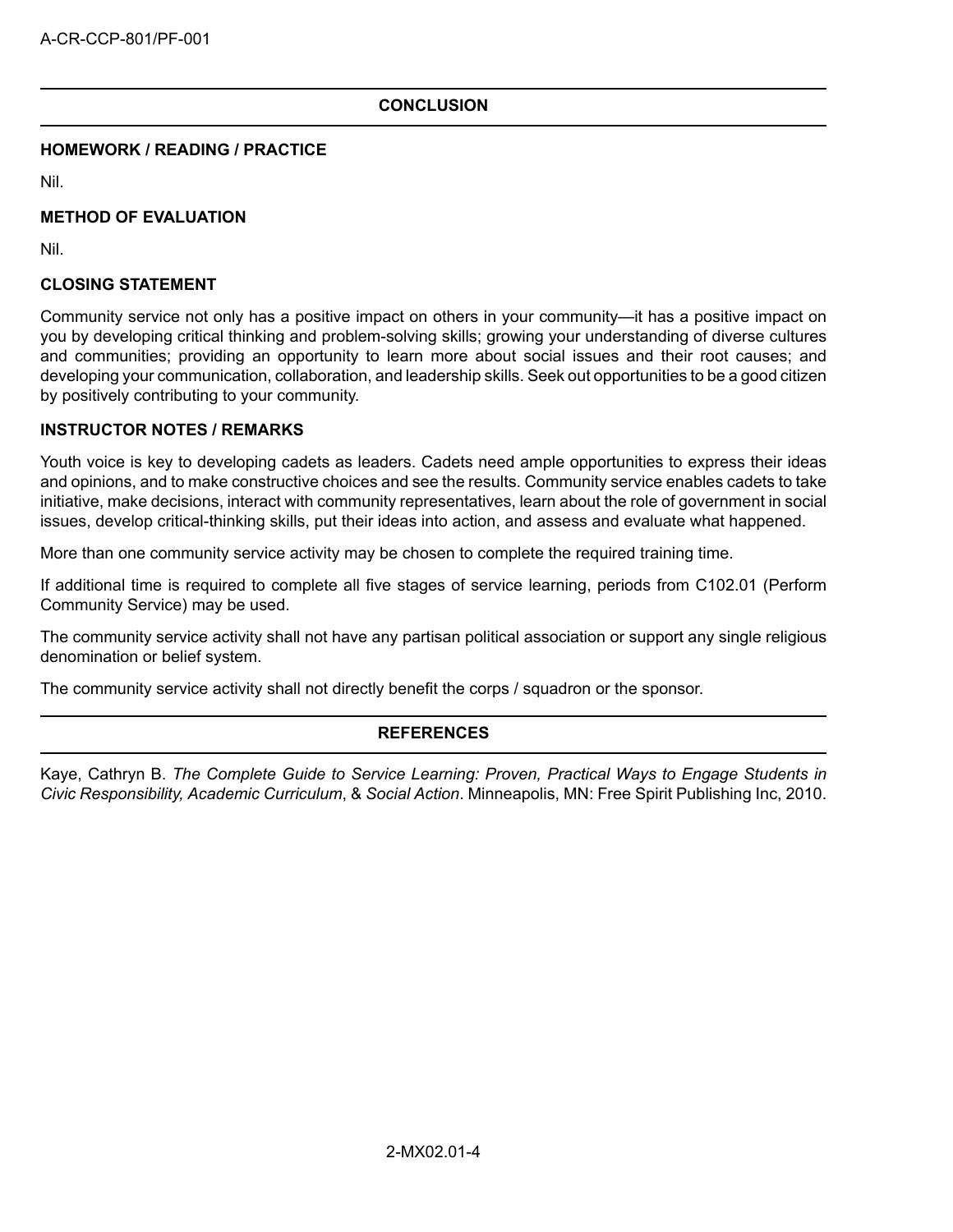## CONCLUSION

### HOMEWORK / READING / PRACTICE

Nil.

### METHOD OF EVALUATION

Nil.

### CLOSING STATEMENT

Community service not only has a positive impact on others in your community—it has a positive impact on you by developing critical thinking and problem-solving skills; growing your understanding of diverse cultures and communities; providing an opportunity to learn more about social issues and their root causes; and developing your communication, collaboration, and leadership skills. Seek out opportunities to be a good citizen by positively contributing to your community.

### INSTRUCTOR NOTES / REMARKS

Youth voice is key to developing cadets as leaders. Cadets need ample opportunities to express their ideas and opinions, and to make constructive choices and see the results. Community service enables cadets to take initiative, make decisions, interact with community representatives, learn about the role of government in social issues, develop critical-thinking skills, put their ideas into action, and assess and evaluate what happened.

More than one community service activity may be chosen to complete the required training time.

If additional time is required to complete all five stages of service learning, periods from C102.01 (Perform Community Service) may be used.

The community service activity shall not have any partisan political association or support any single religious denomination or belief system.

The community service activity shall not directly benefit the corps / squadron or the sponsor.

## REFERENCES

Kaye, Cathryn B. *The Complete Guide to Service Learning: Proven, Practical Ways to Engage Students in Civic Responsibility, Academic Curriculum*, & *Social Action*. Minneapolis, MN: Free Spirit Publishing Inc, 2010.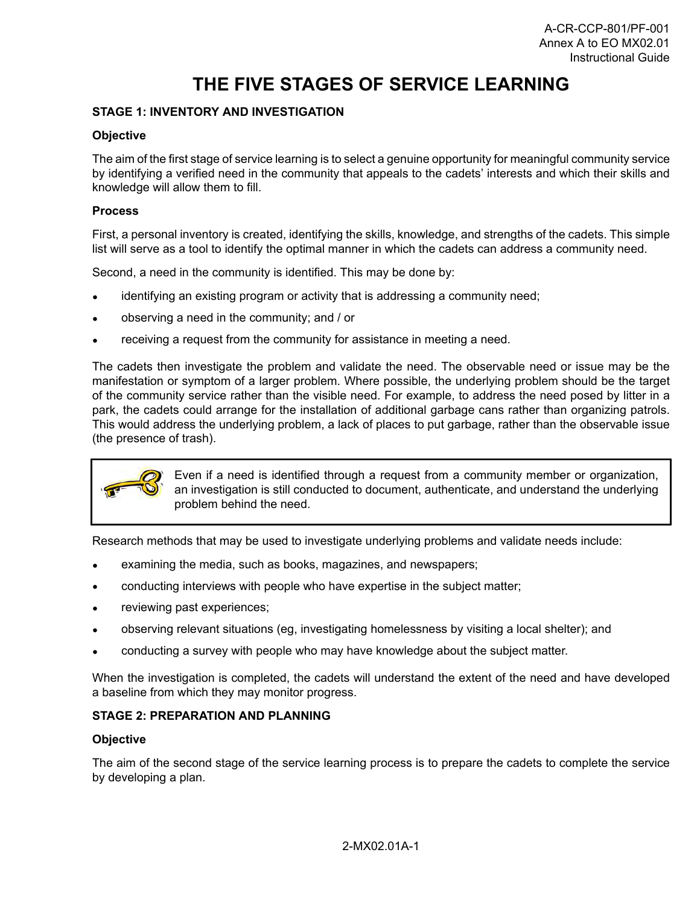# THE FIVE STAGES OF SERVICE LEARNING

## STAGE 1: INVENTORY AND INVESTIGATION

### Objective

The aim of the first stage of service learning is to select a genuine opportunity for meaningful community service by identifying a verified need in the community that appeals to the cadets' interests and which their skills and knowledge will allow them to fill.

### Process

First, a personal inventory is created, identifying the skills, knowledge, and strengths of the cadets. This simple list will serve as a tool to identify the optimal manner in which the cadets can address a community need.

Second, a need in the community is identified. This may be done by:

- identifying an existing program or activity that is addressing a community need;
- observing a need in the community; and / or
- receiving a request from the community for assistance in meeting a need.

The cadets then investigate the problem and validate the need. The observable need or issue may be the manifestation or symptom of a larger problem. Where possible, the underlying problem should be the target of the community service rather than the visible need. For example, to address the need posed by litter in a park, the cadets could arrange for the installation of additional garbage cans rather than organizing patrols. This would address the underlying problem, a lack of places to put garbage, rather than the observable issue (the presence of trash).

> Even if a need is identified through a request from a community member or organization, an investigation is still conducted to document, authenticate, and understand the underlying problem behind the need.

Research methods that may be used to investigate underlying problems and validate needs include:

- examining the media, such as books, magazines, and newspapers;
- conducting interviews with people who have expertise in the subject matter;
- reviewing past experiences;
- observing relevant situations (eg, investigating homelessness by visiting a local shelter); and
- conducting a survey with people who may have knowledge about the subject matter.

When the investigation is completed, the cadets will understand the extent of the need and have developed a baseline from which they may monitor progress.

## STAGE 2: PREPARATION AND PLANNING

### Objective

The aim of the second stage of the service learning process is to prepare the cadets to complete the service by developing a plan.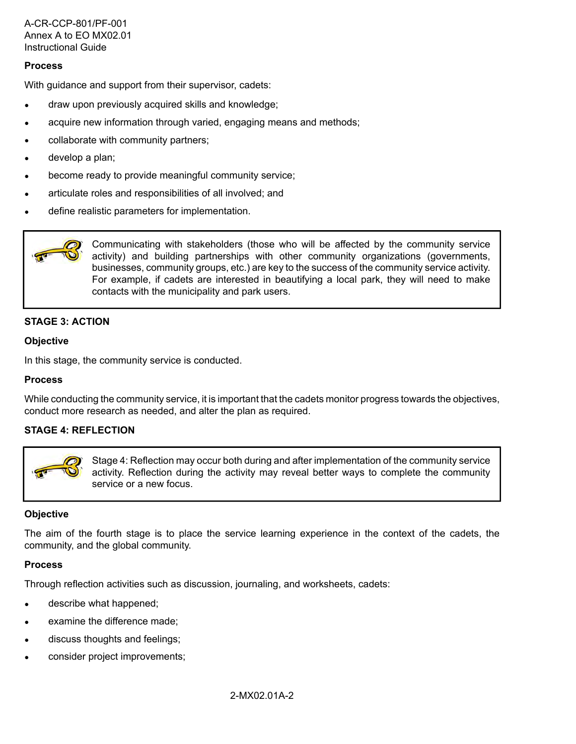**Process**

With guidance and support from their supervisor, cadets:

- draw upon previously acquired skills and knowledge;
- acquire new information through varied, engaging means and methods;
- collaborate with community partners;
- develop a plan;
- become ready to provide meaningful community service;
- articulate roles and responsibilities of all involved; and
- define realistic parameters for implementation.

> Communicating with stakeholders (those who will be affected by the community service activity) and building partnerships with other community organizations (governments, businesses, community groups, etc.) are key to the success of the community service activity. For example, if cadets are interested in beautifying a local park, they will need to make contacts with the municipality and park users.

**STAGE 3: ACTION**

**Objective**

In this stage, the community service is conducted.

**Process**

While conducting the community service, it is important that the cadets monitor progress towards the objectives, conduct more research as needed, and alter the plan as required.

**STAGE 4: REFLECTION**

> Stage 4: Reflection may occur both during and after implementation of the community service activity. Reflection during the activity may reveal better ways to complete the community service or a new focus.

**Objective**

The aim of the fourth stage is to place the service learning experience in the context of the cadets, the community, and the global community.

**Process**

Through reflection activities such as discussion, journaling, and worksheets, cadets:

- describe what happened;
- examine the difference made;
- discuss thoughts and feelings;
- consider project improvements;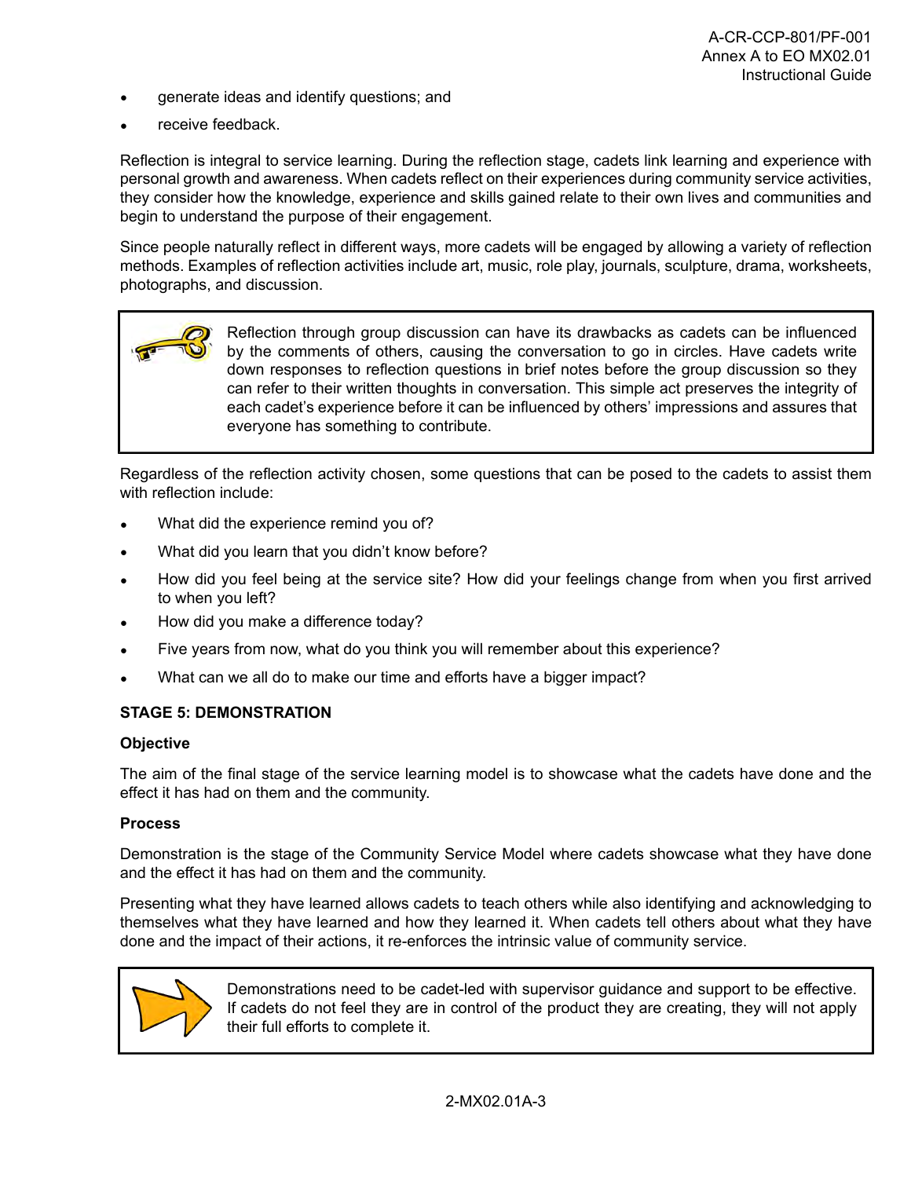- generate ideas and identify questions; and
- receive feedback.

Reflection is integral to service learning. During the reflection stage, cadets link learning and experience with personal growth and awareness. When cadets reflect on their experiences during community service activities, they consider how the knowledge, experience and skills gained relate to their own lives and communities and begin to understand the purpose of their engagement.

Since people naturally reflect in different ways, more cadets will be engaged by allowing a variety of reflection methods. Examples of reflection activities include art, music, role play, journals, sculpture, drama, worksheets, photographs, and discussion.

> Reflection through group discussion can have its drawbacks as cadets can be influenced by the comments of others, causing the conversation to go in circles. Have cadets write down responses to reflection questions in brief notes before the group discussion so they can refer to their written thoughts in conversation. This simple act preserves the integrity of each cadet's experience before it can be influenced by others' impressions and assures that everyone has something to contribute.

Regardless of the reflection activity chosen, some questions that can be posed to the cadets to assist them with reflection include:

- What did the experience remind you of?
- What did you learn that you didn't know before?
- How did you feel being at the service site? How did your feelings change from when you first arrived to when you left?
- How did you make a difference today?
- Five years from now, what do you think you will remember about this experience?
- What can we all do to make our time and efforts have a bigger impact?

**STAGE 5: DEMONSTRATION**

**Objective**

The aim of the final stage of the service learning model is to showcase what the cadets have done and the effect it has had on them and the community.

**Process**

Demonstration is the stage of the Community Service Model where cadets showcase what they have done and the effect it has had on them and the community.

Presenting what they have learned allows cadets to teach others while also identifying and acknowledging to themselves what they have learned and how they learned it. When cadets tell others about what they have done and the impact of their actions, it re-enforces the intrinsic value of community service.

> Demonstrations need to be cadet-led with supervisor guidance and support to be effective. If cadets do not feel they are in control of the product they are creating, they will not apply their full efforts to complete it.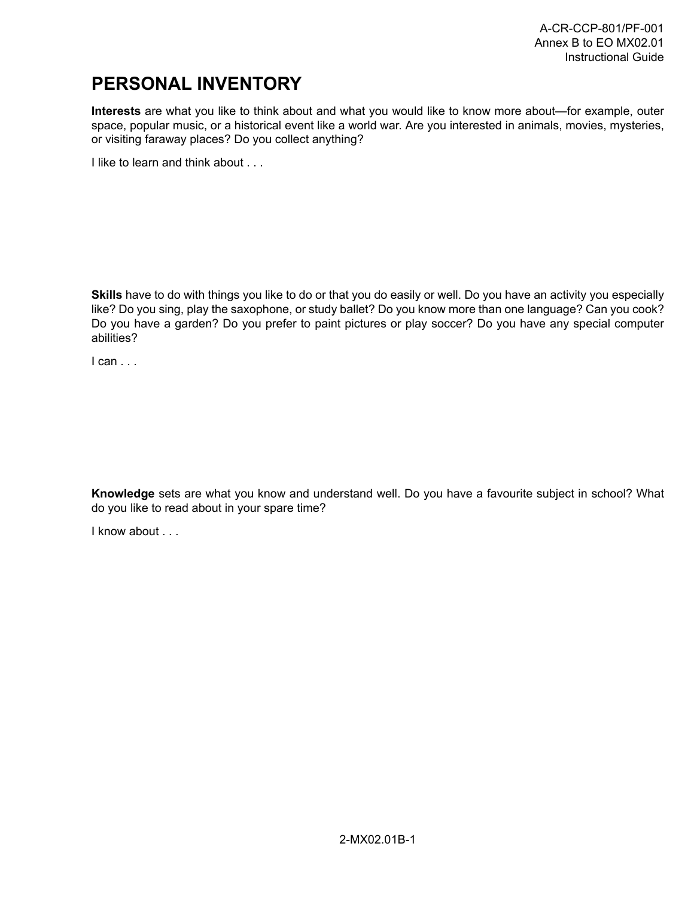# PERSONAL INVENTORY

**Interests** are what you like to think about and what you would like to know more about—for example, outer space, popular music, or a historical event like a world war. Are you interested in animals, movies, mysteries, or visiting faraway places? Do you collect anything?

I like to learn and think about . . .

**Skills** have to do with things you like to do or that you do easily or well. Do you have an activity you especially like? Do you sing, play the saxophone, or study ballet? Do you know more than one language? Can you cook? Do you have a garden? Do you prefer to paint pictures or play soccer? Do you have any special computer abilities?

I can . . .

**Knowledge** sets are what you know and understand well. Do you have a favourite subject in school? What do you like to read about in your spare time?

I know about . . .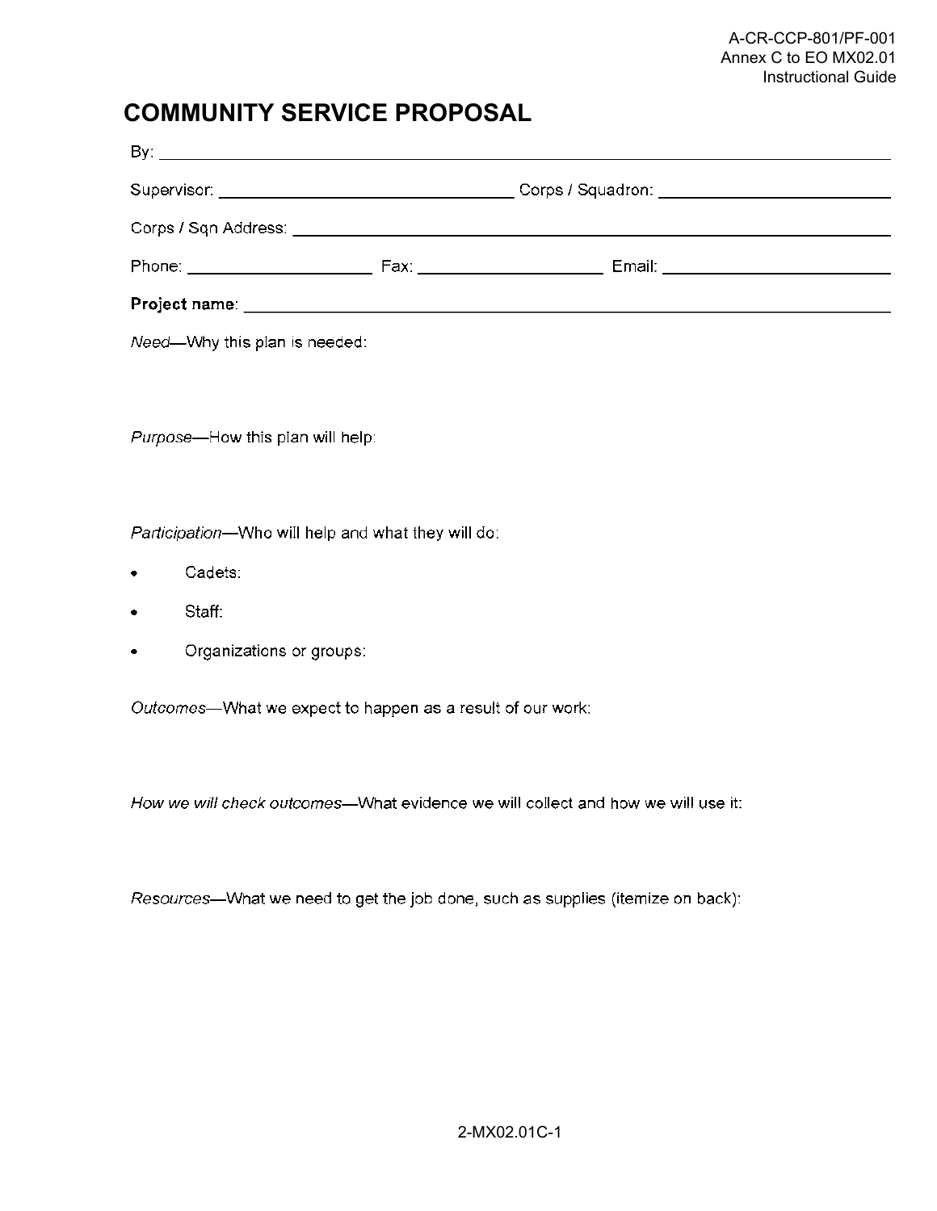# COMMUNITY SERVICE PROPOSAL

By: ______________________________________________________________________

Supervisor: ______________________________ Corps / Squadron: ______________________

Corps / Sqn Address: ______________________________________________________

Phone: __________________ Fax: __________________ Email: ______________________

**Project name**: __________________________________________________________

*Need*—Why this plan is needed:

*Purpose*—How this plan will help:

*Participation*—Who will help and what they will do:

- Cadets:
- Staff:
- Organizations or groups:

*Outcomes*—What we expect to happen as a result of our work:

*How we will check outcomes*—What evidence we will collect and how we will use it:

*Resources*—What we need to get the job done, such as supplies (itemize on back):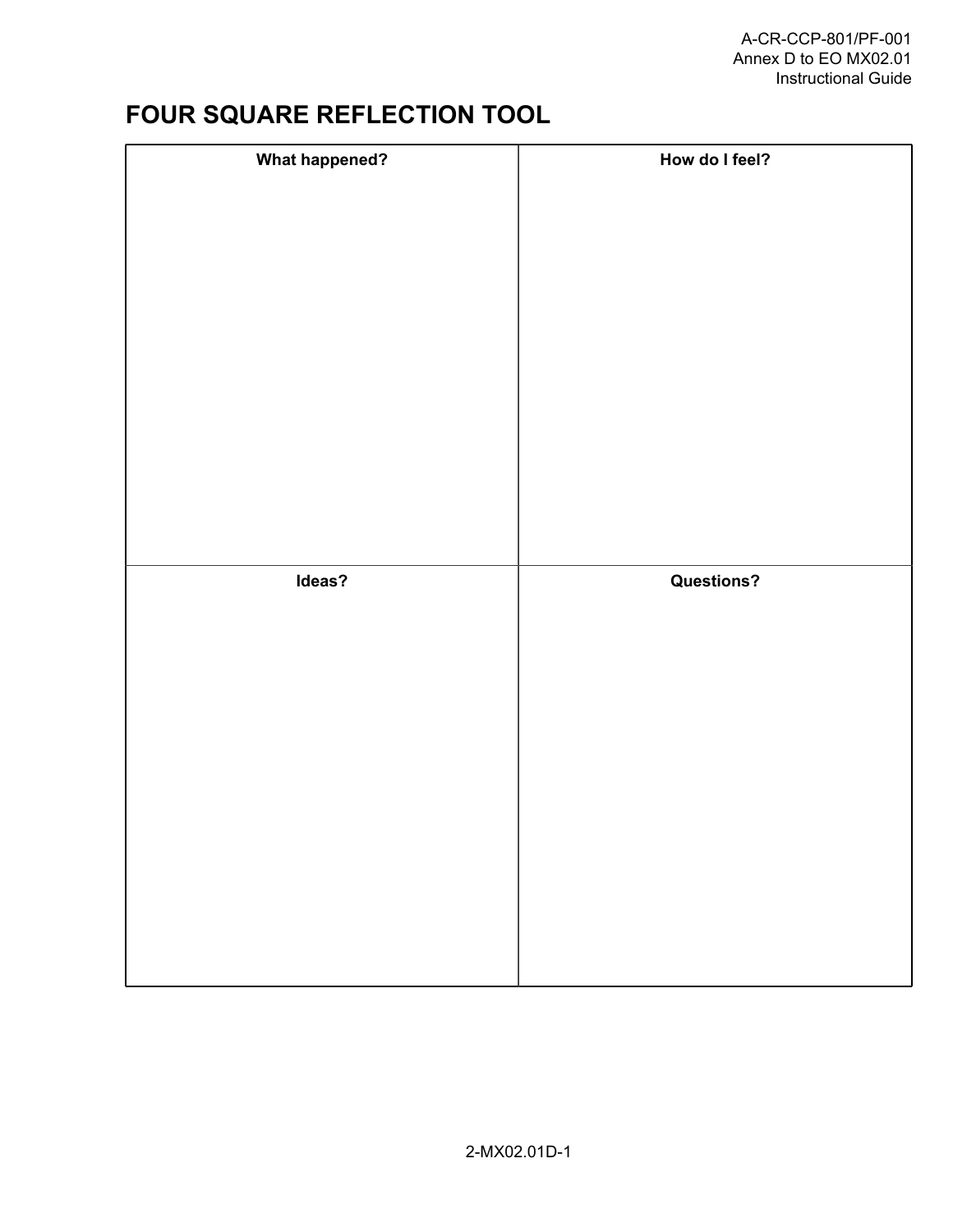# FOUR SQUARE REFLECTION TOOL

| What happened? | How do I feel? |
| --- | --- |
| | |
| **Ideas?** | **Questions?** |
| | |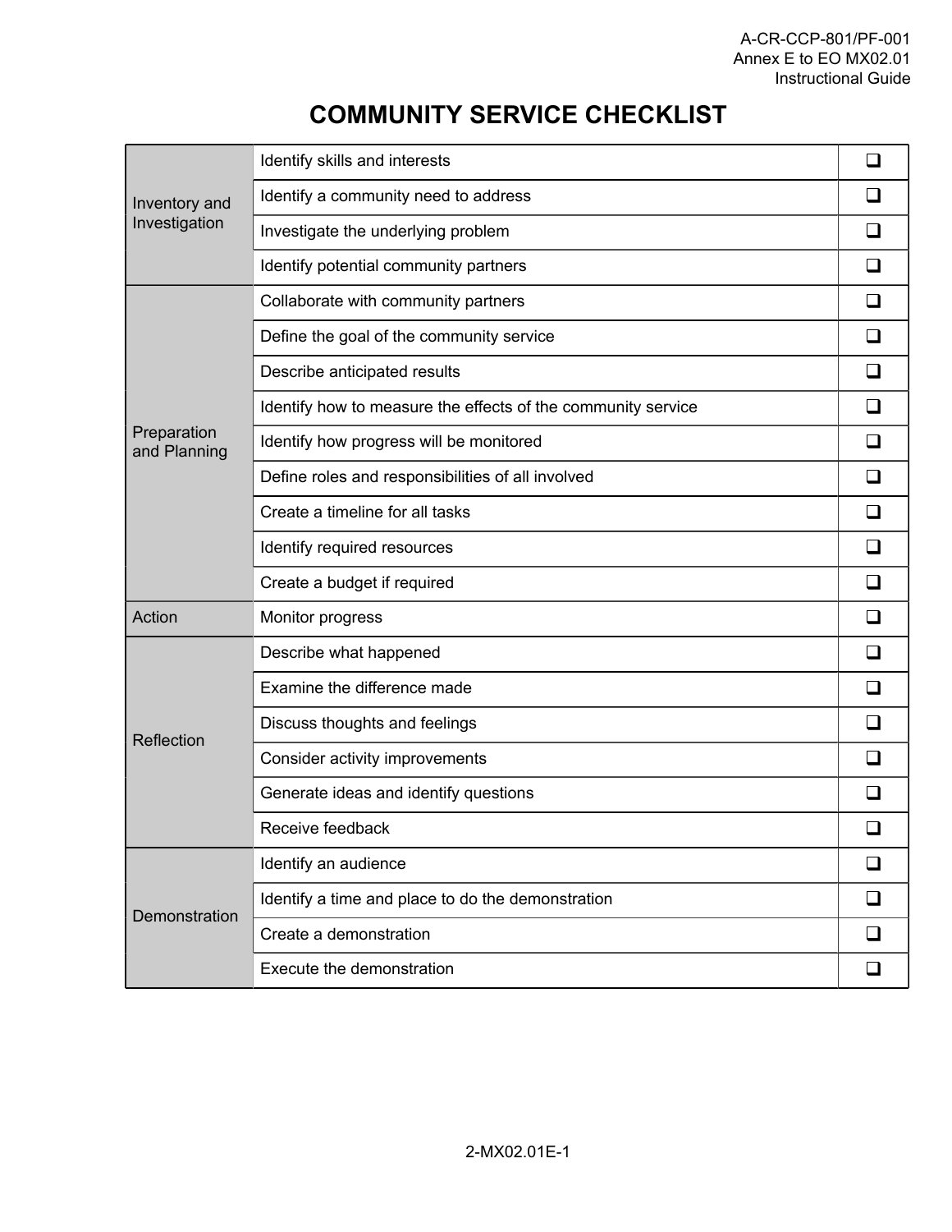# COMMUNITY SERVICE CHECKLIST

| | | |
|---|---|---|
| Inventory and Investigation | Identify skills and interests | ❑ |
| | Identify a community need to address | ❑ |
| | Investigate the underlying problem | ❑ |
| | Identify potential community partners | ❑ |
| Preparation and Planning | Collaborate with community partners | ❑ |
| | Define the goal of the community service | ❑ |
| | Describe anticipated results | ❑ |
| | Identify how to measure the effects of the community service | ❑ |
| | Identify how progress will be monitored | ❑ |
| | Define roles and responsibilities of all involved | ❑ |
| | Create a timeline for all tasks | ❑ |
| | Identify required resources | ❑ |
| | Create a budget if required | ❑ |
| Action | Monitor progress | ❑ |
| Reflection | Describe what happened | ❑ |
| | Examine the difference made | ❑ |
| | Discuss thoughts and feelings | ❑ |
| | Consider activity improvements | ❑ |
| | Generate ideas and identify questions | ❑ |
| | Receive feedback | ❑ |
| Demonstration | Identify an audience | ❑ |
| | Identify a time and place to do the demonstration | ❑ |
| | Create a demonstration | ❑ |
| | Execute the demonstration | ❑ |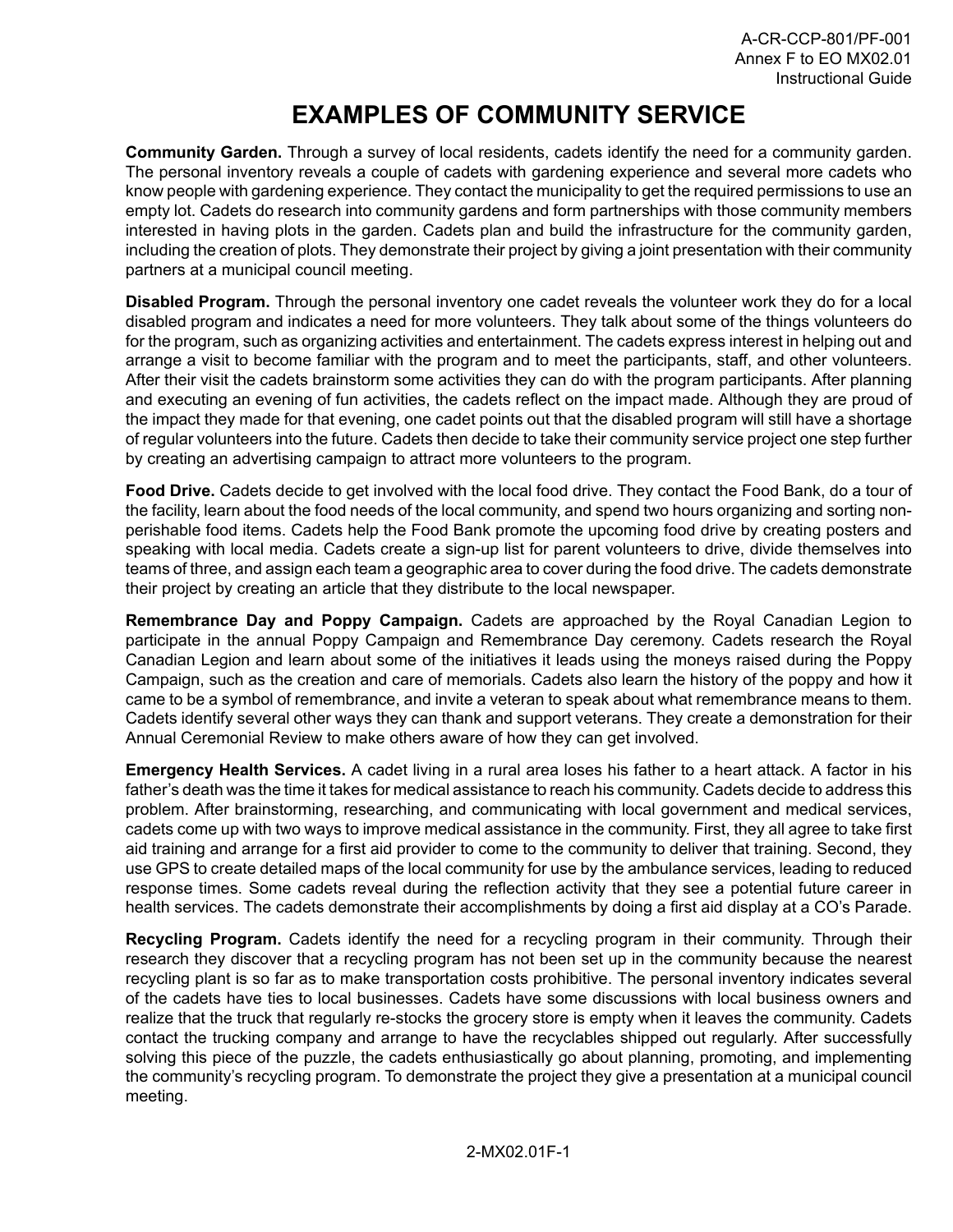# EXAMPLES OF COMMUNITY SERVICE

**Community Garden.** Through a survey of local residents, cadets identify the need for a community garden. The personal inventory reveals a couple of cadets with gardening experience and several more cadets who know people with gardening experience. They contact the municipality to get the required permissions to use an empty lot. Cadets do research into community gardens and form partnerships with those community members interested in having plots in the garden. Cadets plan and build the infrastructure for the community garden, including the creation of plots. They demonstrate their project by giving a joint presentation with their community partners at a municipal council meeting.

**Disabled Program.** Through the personal inventory one cadet reveals the volunteer work they do for a local disabled program and indicates a need for more volunteers. They talk about some of the things volunteers do for the program, such as organizing activities and entertainment. The cadets express interest in helping out and arrange a visit to become familiar with the program and to meet the participants, staff, and other volunteers. After their visit the cadets brainstorm some activities they can do with the program participants. After planning and executing an evening of fun activities, the cadets reflect on the impact made. Although they are proud of the impact they made for that evening, one cadet points out that the disabled program will still have a shortage of regular volunteers into the future. Cadets then decide to take their community service project one step further by creating an advertising campaign to attract more volunteers to the program.

**Food Drive.** Cadets decide to get involved with the local food drive. They contact the Food Bank, do a tour of the facility, learn about the food needs of the local community, and spend two hours organizing and sorting non-perishable food items. Cadets help the Food Bank promote the upcoming food drive by creating posters and speaking with local media. Cadets create a sign-up list for parent volunteers to drive, divide themselves into teams of three, and assign each team a geographic area to cover during the food drive. The cadets demonstrate their project by creating an article that they distribute to the local newspaper.

**Remembrance Day and Poppy Campaign.** Cadets are approached by the Royal Canadian Legion to participate in the annual Poppy Campaign and Remembrance Day ceremony. Cadets research the Royal Canadian Legion and learn about some of the initiatives it leads using the moneys raised during the Poppy Campaign, such as the creation and care of memorials. Cadets also learn the history of the poppy and how it came to be a symbol of remembrance, and invite a veteran to speak about what remembrance means to them. Cadets identify several other ways they can thank and support veterans. They create a demonstration for their Annual Ceremonial Review to make others aware of how they can get involved.

**Emergency Health Services.** A cadet living in a rural area loses his father to a heart attack. A factor in his father's death was the time it takes for medical assistance to reach his community. Cadets decide to address this problem. After brainstorming, researching, and communicating with local government and medical services, cadets come up with two ways to improve medical assistance in the community. First, they all agree to take first aid training and arrange for a first aid provider to come to the community to deliver that training. Second, they use GPS to create detailed maps of the local community for use by the ambulance services, leading to reduced response times. Some cadets reveal during the reflection activity that they see a potential future career in health services. The cadets demonstrate their accomplishments by doing a first aid display at a CO's Parade.

**Recycling Program.** Cadets identify the need for a recycling program in their community. Through their research they discover that a recycling program has not been set up in the community because the nearest recycling plant is so far as to make transportation costs prohibitive. The personal inventory indicates several of the cadets have ties to local businesses. Cadets have some discussions with local business owners and realize that the truck that regularly re-stocks the grocery store is empty when it leaves the community. Cadets contact the trucking company and arrange to have the recyclables shipped out regularly. After successfully solving this piece of the puzzle, the cadets enthusiastically go about planning, promoting, and implementing the community's recycling program. To demonstrate the project they give a presentation at a municipal council meeting.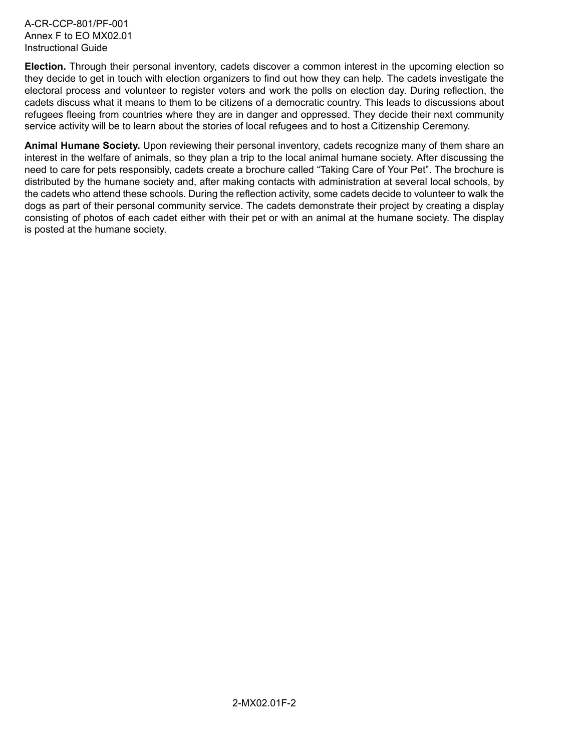**Election.** Through their personal inventory, cadets discover a common interest in the upcoming election so they decide to get in touch with election organizers to find out how they can help. The cadets investigate the electoral process and volunteer to register voters and work the polls on election day. During reflection, the cadets discuss what it means to them to be citizens of a democratic country. This leads to discussions about refugees fleeing from countries where they are in danger and oppressed. They decide their next community service activity will be to learn about the stories of local refugees and to host a Citizenship Ceremony.

**Animal Humane Society.** Upon reviewing their personal inventory, cadets recognize many of them share an interest in the welfare of animals, so they plan a trip to the local animal humane society. After discussing the need to care for pets responsibly, cadets create a brochure called "Taking Care of Your Pet". The brochure is distributed by the humane society and, after making contacts with administration at several local schools, by the cadets who attend these schools. During the reflection activity, some cadets decide to volunteer to walk the dogs as part of their personal community service. The cadets demonstrate their project by creating a display consisting of photos of each cadet either with their pet or with an animal at the humane society. The display is posted at the humane society.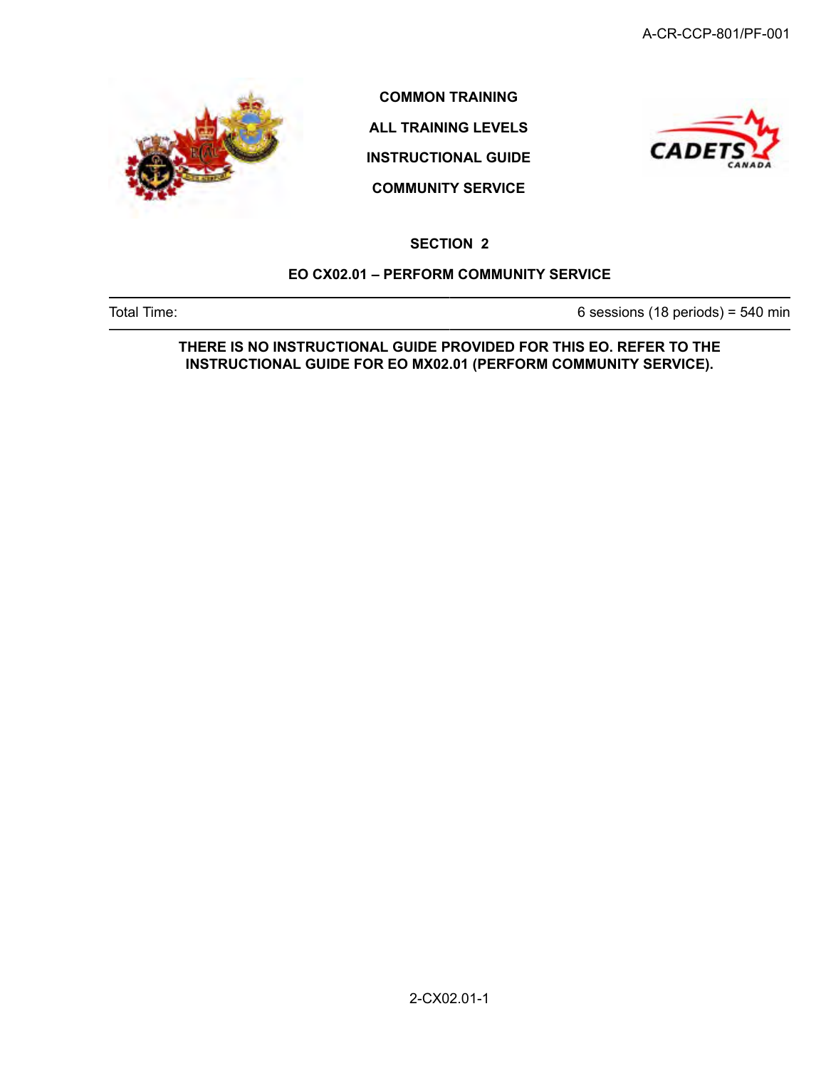**COMMON TRAINING**

**ALL TRAINING LEVELS**

**INSTRUCTIONAL GUIDE**

**COMMUNITY SERVICE**

## SECTION 2

## EO CX02.01 – PERFORM COMMUNITY SERVICE

| | |
|---|---|
| Total Time: | 6 sessions (18 periods) = 540 min |

**THERE IS NO INSTRUCTIONAL GUIDE PROVIDED FOR THIS EO. REFER TO THE INSTRUCTIONAL GUIDE FOR EO MX02.01 (PERFORM COMMUNITY SERVICE).**